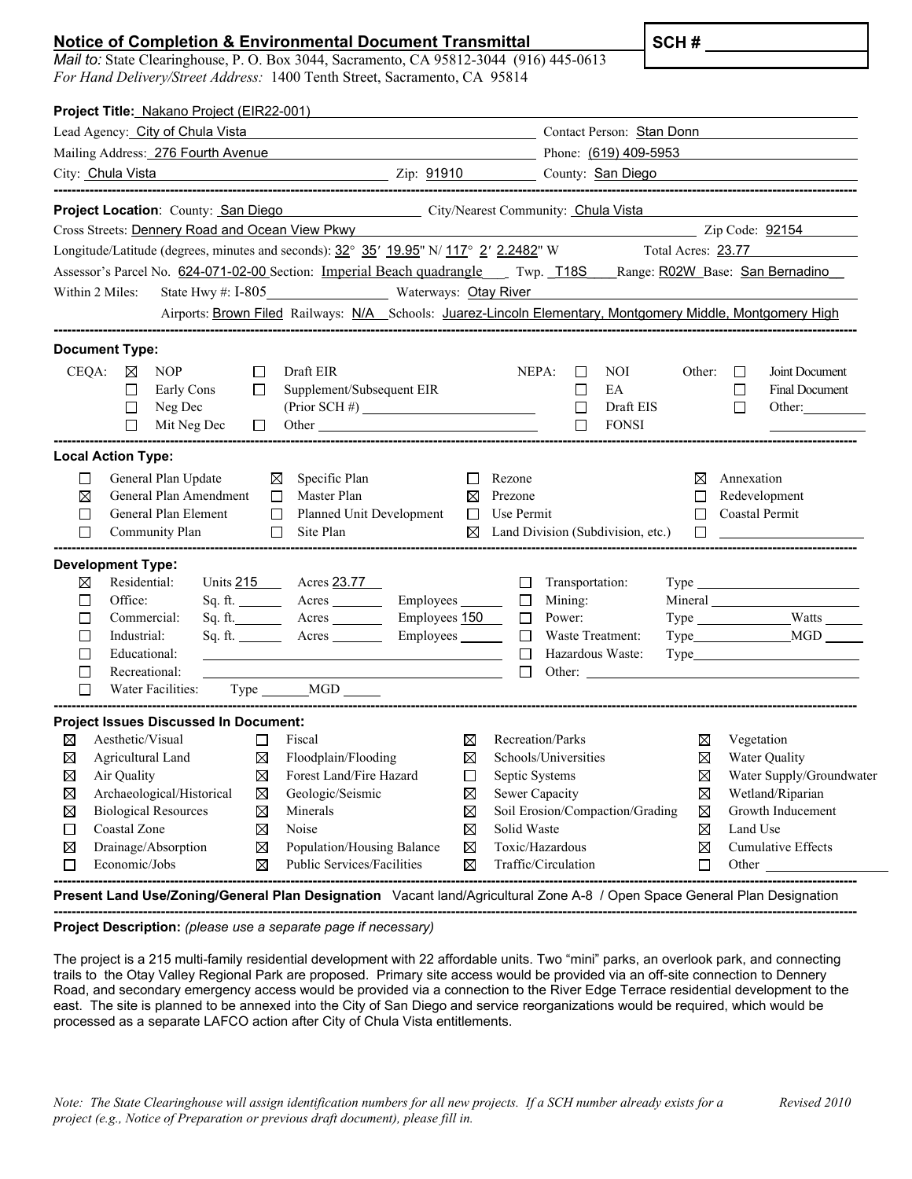## Notice of Completion & Environmental Document Transmittal

**SCH #** ______________

*Mail to:* State Clearinghouse, P. O. Box 3044, Sacramento, CA 95812-3044 (916) 445-0613
*For Hand Delivery/Street Address:* 1400 Tenth Street, Sacramento, CA 95814

**Project Title:** Nakano Project (EIR22-001)

Lead Agency: City of Chula Vista — Contact Person: Stan Donn
Mailing Address: 276 Fourth Avenue — Phone: (619) 409-5953
City: Chula Vista — Zip: 91910 — County: San Diego

---

**Project Location**: County: San Diego — City/Nearest Community: Chula Vista
Cross Streets: Dennery Road and Ocean View Pkwy — Zip Code: 92154
Longitude/Latitude (degrees, minutes and seconds): 32° 35′ 19.95" N/ 117° 2′ 2.2482" W — Total Acres: 23.77
Assessor's Parcel No. 624-071-02-00 Section: Imperial Beach quadrangle — Twp. T18S — Range: R02W Base: San Bernadino
Within 2 Miles: State Hwy #: I-805 — Waterways: Otay River
Airports: Brown Filed Railways: N/A Schools: Juarez-Lincoln Elementary, Montgomery Middle, Montgomery High

---

**Document Type:**

CEQA:
- ☒ NOP
- ☐ Early Cons
- ☐ Neg Dec
- ☐ Mit Neg Dec
- ☐ Draft EIR
- ☐ Supplement/Subsequent EIR (Prior SCH #) ______
- ☐ Other ______

NEPA:
- ☐ NOI
- ☐ EA
- ☐ Draft EIS
- ☐ FONSI

Other:
- ☐ Joint Document
- ☐ Final Document
- ☐ Other: ______

---

**Local Action Type:**

- ☐ General Plan Update
- ☒ General Plan Amendment
- ☐ General Plan Element
- ☐ Community Plan
- ☒ Specific Plan
- ☐ Master Plan
- ☐ Planned Unit Development
- ☐ Site Plan
- ☐ Rezone
- ☒ Prezone
- ☐ Use Permit
- ☒ Land Division (Subdivision, etc.)
- ☒ Annexation
- ☐ Redevelopment
- ☐ Coastal Permit
- ☐ ______

---

**Development Type:**

- ☒ Residential: Units 215 Acres 23.77
- ☐ Office: Sq. ft. ____ Acres ____ Employees ____
- ☐ Commercial: Sq. ft. ____ Acres ____ Employees 150
- ☐ Industrial: Sq. ft. ____ Acres ____ Employees ____
- ☐ Educational: ______
- ☐ Recreational: ______
- ☐ Water Facilities: Type ____ MGD ____
- ☐ Transportation: Type ______
- ☐ Mining: Mineral ______
- ☐ Power: Type ______ Watts ____
- ☐ Waste Treatment: Type ______ MGD ____
- ☐ Hazardous Waste: Type ______
- ☐ Other: ______

---

**Project Issues Discussed In Document:**

- ☒ Aesthetic/Visual
- ☒ Agricultural Land
- ☒ Air Quality
- ☒ Archaeological/Historical
- ☒ Biological Resources
- ☐ Coastal Zone
- ☒ Drainage/Absorption
- ☐ Economic/Jobs
- ☐ Fiscal
- ☒ Floodplain/Flooding
- ☒ Forest Land/Fire Hazard
- ☒ Geologic/Seismic
- ☒ Minerals
- ☒ Noise
- ☒ Population/Housing Balance
- ☒ Public Services/Facilities
- ☒ Recreation/Parks
- ☒ Schools/Universities
- ☐ Septic Systems
- ☒ Sewer Capacity
- ☒ Soil Erosion/Compaction/Grading
- ☒ Solid Waste
- ☒ Toxic/Hazardous
- ☒ Traffic/Circulation
- ☒ Vegetation
- ☒ Water Quality
- ☒ Water Supply/Groundwater
- ☒ Wetland/Riparian
- ☒ Growth Inducement
- ☒ Land Use
- ☒ Cumulative Effects
- ☐ Other ______

---

**Present Land Use/Zoning/General Plan Designation** Vacant land/Agricultural Zone A-8 / Open Space General Plan Designation

---

**Project Description:** *(please use a separate page if necessary)*

The project is a 215 multi-family residential development with 22 affordable units. Two "mini" parks, an overlook park, and connecting trails to the Otay Valley Regional Park are proposed. Primary site access would be provided via an off-site connection to Dennery Road, and secondary emergency access would be provided via a connection to the River Edge Terrace residential development to the east. The site is planned to be annexed into the City of San Diego and service reorganizations would be required, which would be processed as a separate LAFCO action after City of Chula Vista entitlements.

*Note: The State Clearinghouse will assign identification numbers for all new projects. If a SCH number already exists for a project (e.g., Notice of Preparation or previous draft document), please fill in.*

Revised 2010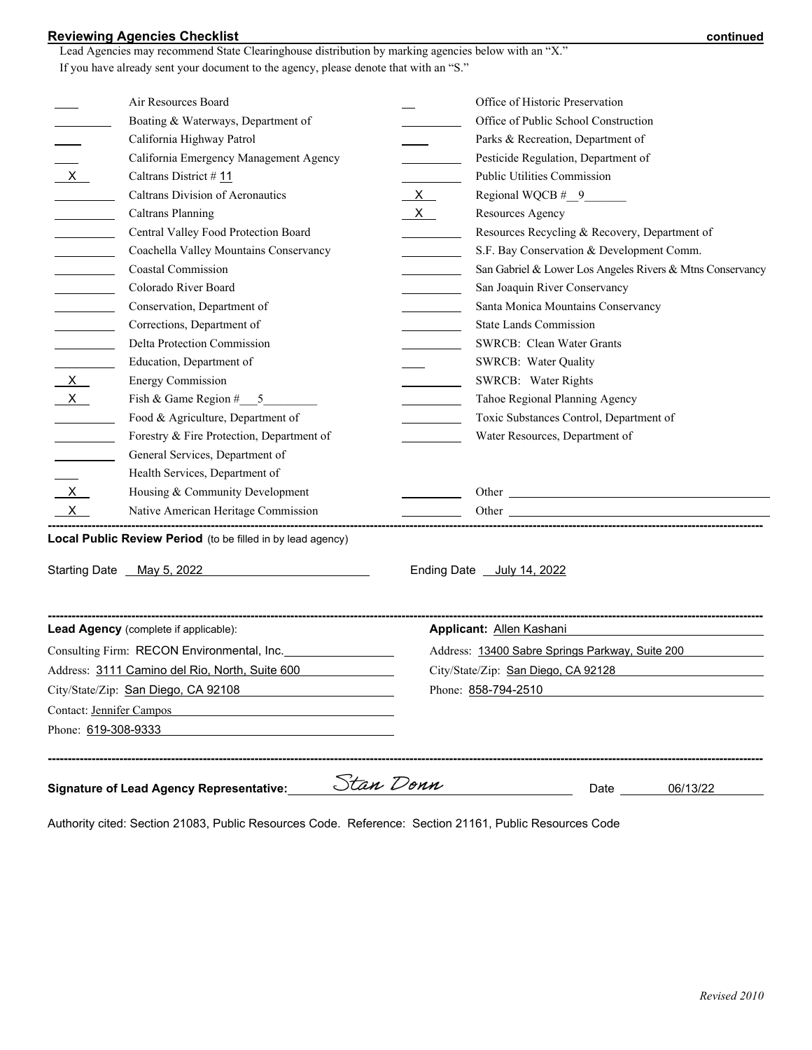## Reviewing Agencies Checklist continued

Lead Agencies may recommend State Clearinghouse distribution by marking agencies below with an "X."
If you have already sent your document to the agency, please denote that with an "S."

| | | | |
|---|---|---|---|
| | Air Resources Board | | Office of Historic Preservation |
| | Boating & Waterways, Department of | | Office of Public School Construction |
| | California Highway Patrol | | Parks & Recreation, Department of |
| | California Emergency Management Agency | | Pesticide Regulation, Department of |
| X | Caltrans District # 11 | | Public Utilities Commission |
| | Caltrans Division of Aeronautics | X | Regional WQCB # 9 |
| | Caltrans Planning | X | Resources Agency |
| | Central Valley Food Protection Board | | Resources Recycling & Recovery, Department of |
| | Coachella Valley Mountains Conservancy | | S.F. Bay Conservation & Development Comm. |
| | Coastal Commission | | San Gabriel & Lower Los Angeles Rivers & Mtns Conservancy |
| | Colorado River Board | | San Joaquin River Conservancy |
| | Conservation, Department of | | Santa Monica Mountains Conservancy |
| | Corrections, Department of | | State Lands Commission |
| | Delta Protection Commission | | SWRCB: Clean Water Grants |
| | Education, Department of | | SWRCB: Water Quality |
| X | Energy Commission | | SWRCB: Water Rights |
| X | Fish & Game Region # 5 | | Tahoe Regional Planning Agency |
| | Food & Agriculture, Department of | | Toxic Substances Control, Department of |
| | Forestry & Fire Protection, Department of | | Water Resources, Department of |
| | General Services, Department of | | |
| | Health Services, Department of | | |
| X | Housing & Community Development | | Other |
| X | Native American Heritage Commission | | Other |

---

**Local Public Review Period** (to be filled in by lead agency)

Starting Date May 5, 2022 Ending Date July 14, 2022

---

**Lead Agency** (complete if applicable):

Consulting Firm: RECON Environmental, Inc.
Address: 3111 Camino del Rio, North, Suite 600
City/State/Zip: San Diego, CA 92108
Contact: Jennifer Campos
Phone: 619-308-9333

**Applicant:** Allen Kashani
Address: 13400 Sabre Springs Parkway, Suite 200
City/State/Zip: San Diego, CA 92128
Phone: 858-794-2510

---

**Signature of Lead Agency Representative:** *Stan Donn* Date 06/13/22

Authority cited: Section 21083, Public Resources Code. Reference: Section 21161, Public Resources Code

*Revised 2010*